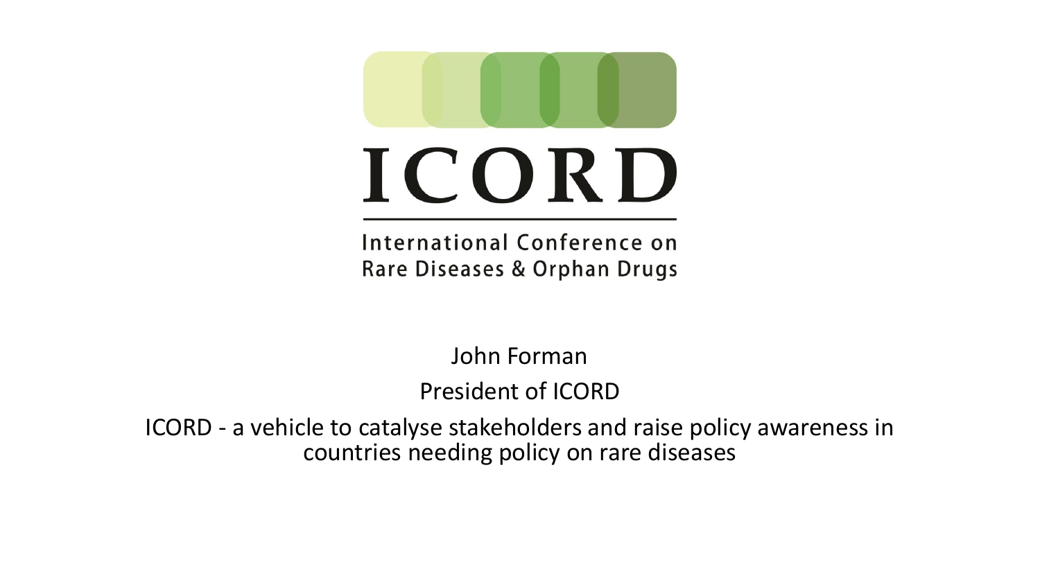# ICORD

International Conference on Rare Diseases & Orphan Drugs

John Forman

President of ICORD

ICORD - a vehicle to catalyse stakeholders and raise policy awareness in countries needing policy on rare diseases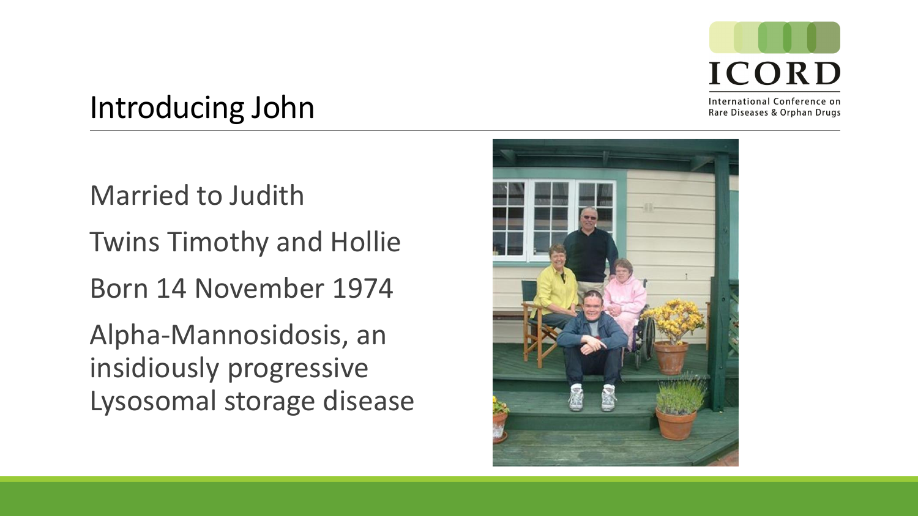# Introducing John

Married to Judith

Twins Timothy and Hollie

Born 14 November 1974

Alpha-Mannosidosis, an insidiously progressive Lysosomal storage disease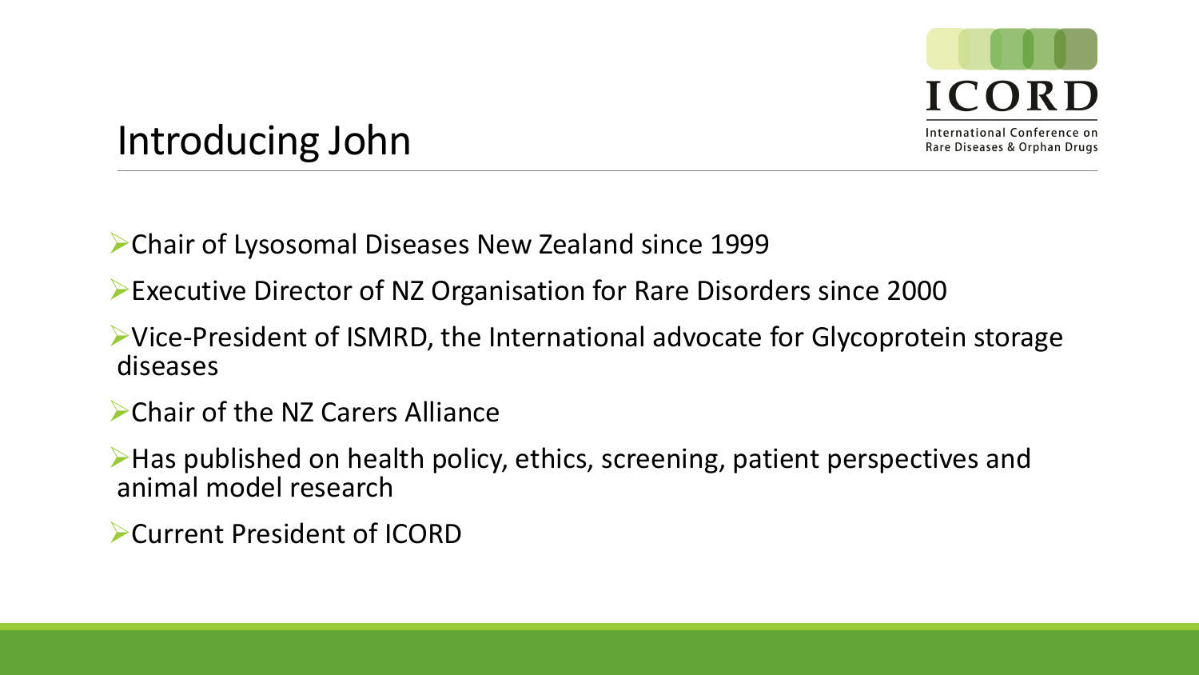# Introducing John

- Chair of Lysosomal Diseases New Zealand since 1999
- Executive Director of NZ Organisation for Rare Disorders since 2000
- Vice-President of ISMRD, the International advocate for Glycoprotein storage diseases
- Chair of the NZ Carers Alliance
- Has published on health policy, ethics, screening, patient perspectives and animal model research
- Current President of ICORD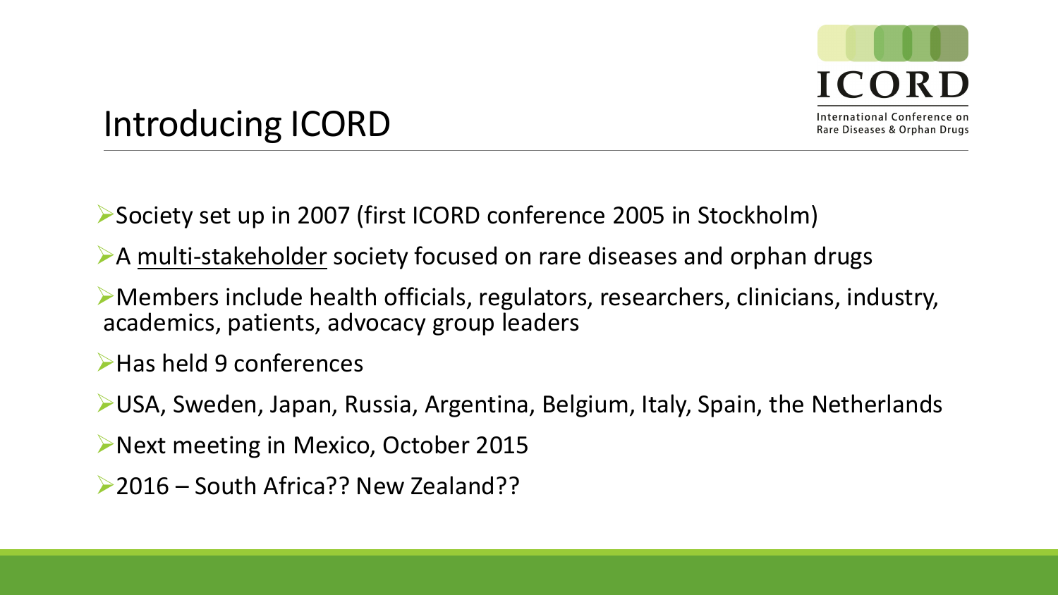# Introducing ICORD

ICORD

International Conference on Rare Diseases & Orphan Drugs

- Society set up in 2007 (first ICORD conference 2005 in Stockholm)
- A <u>multi-stakeholder</u> society focused on rare diseases and orphan drugs
- Members include health officials, regulators, researchers, clinicians, industry, academics, patients, advocacy group leaders
- Has held 9 conferences
- USA, Sweden, Japan, Russia, Argentina, Belgium, Italy, Spain, the Netherlands
- Next meeting in Mexico, October 2015
- 2016 – South Africa?? New Zealand??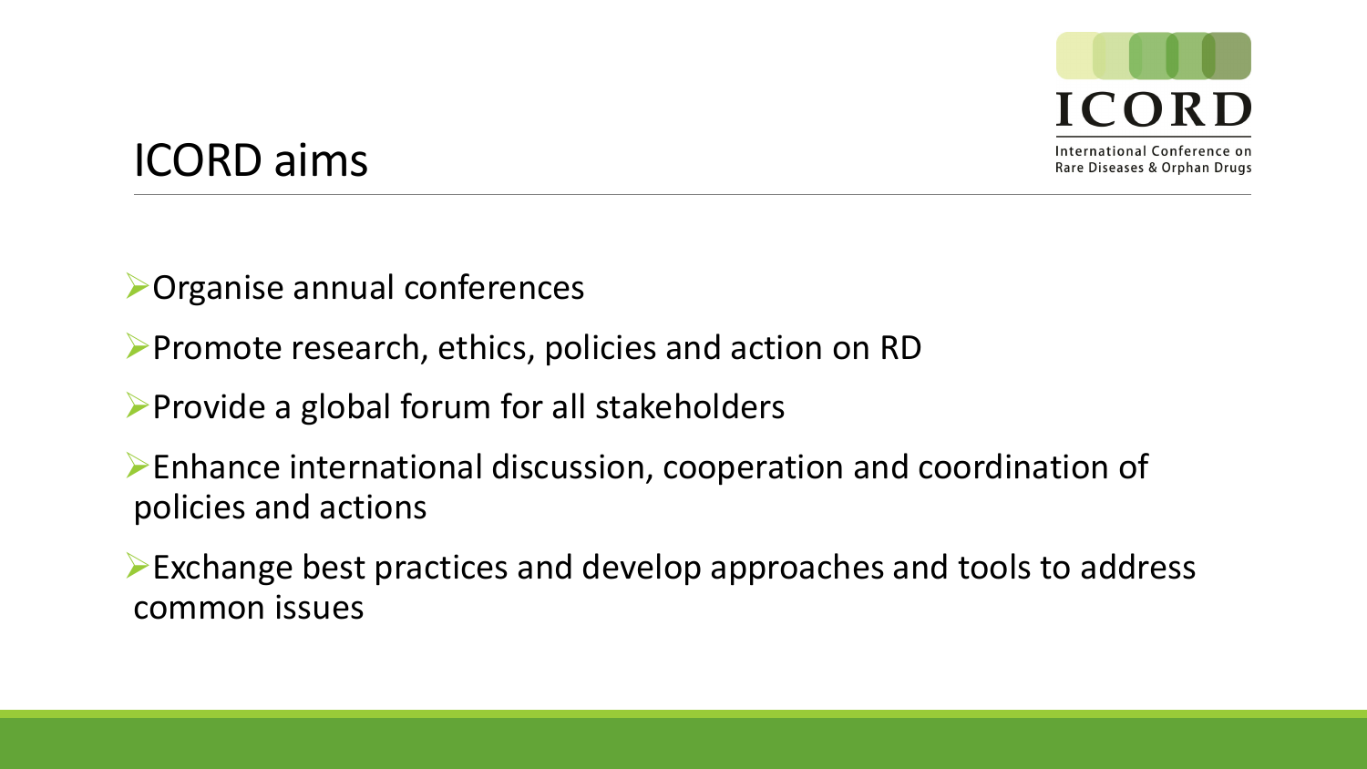# ICORD aims

- Organise annual conferences
- Promote research, ethics, policies and action on RD
- Provide a global forum for all stakeholders
- Enhance international discussion, cooperation and coordination of policies and actions
- Exchange best practices and develop approaches and tools to address common issues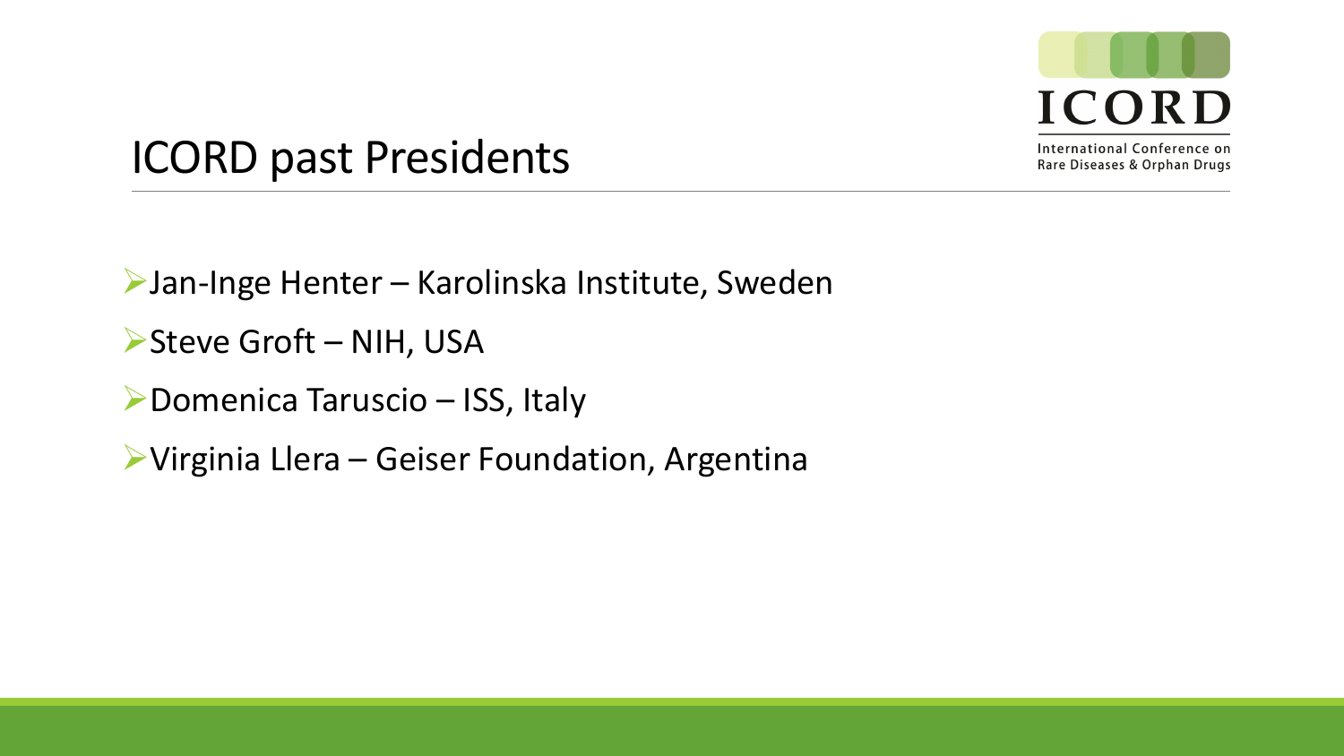# ICORD past Presidents

- Jan-Inge Henter – Karolinska Institute, Sweden
- Steve Groft – NIH, USA
- Domenica Taruscio – ISS, Italy
- Virginia Llera – Geiser Foundation, Argentina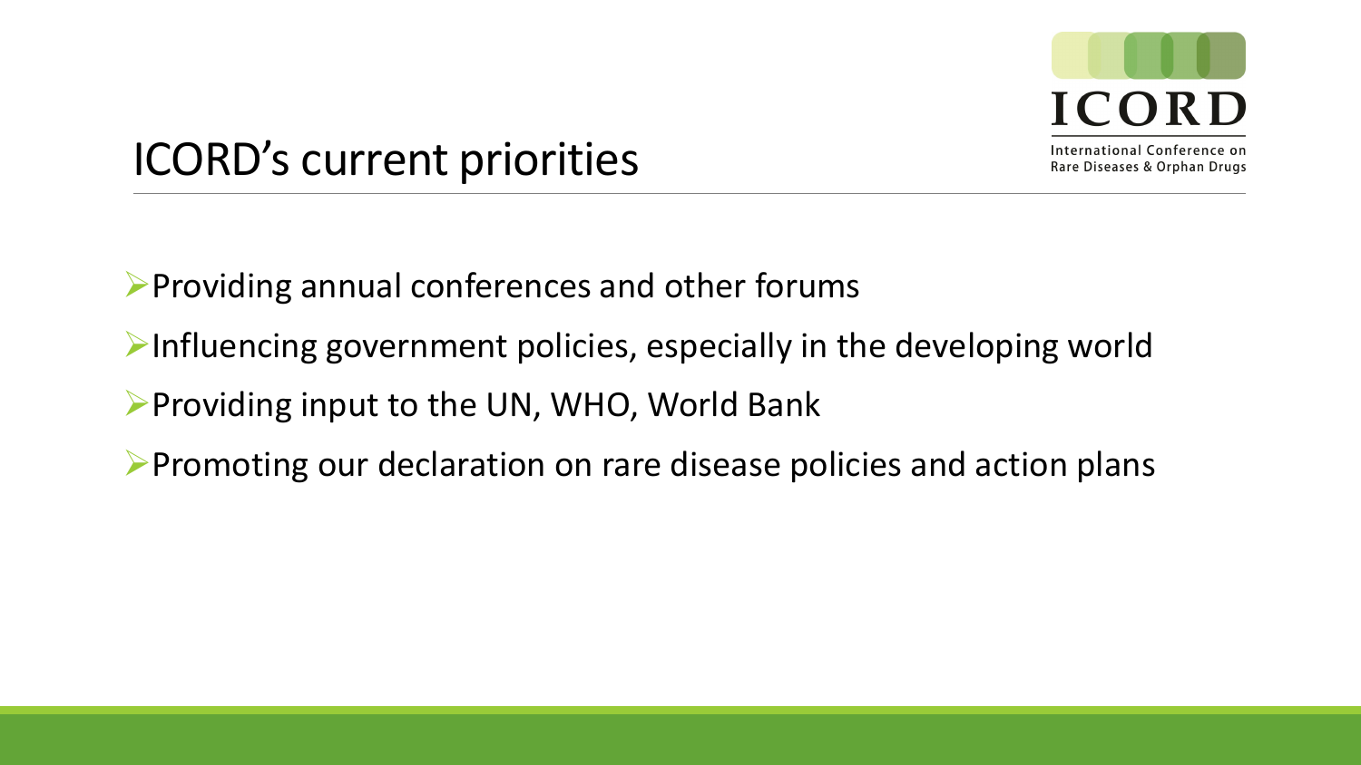# ICORD's current priorities

ICORD

International Conference on Rare Diseases & Orphan Drugs

- Providing annual conferences and other forums
- Influencing government policies, especially in the developing world
- Providing input to the UN, WHO, World Bank
- Promoting our declaration on rare disease policies and action plans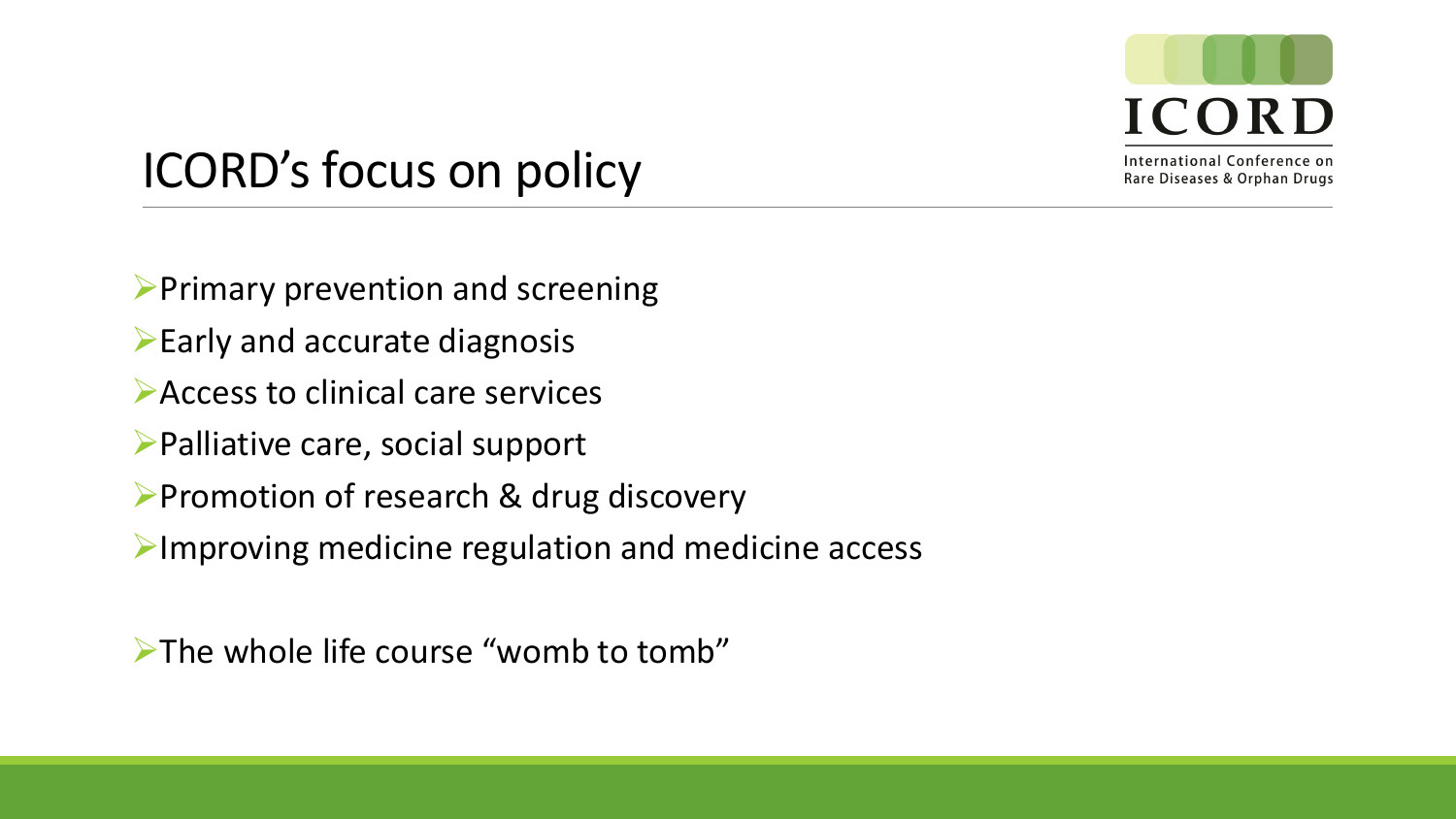# ICORD's focus on policy

ICORD
International Conference on Rare Diseases & Orphan Drugs

- Primary prevention and screening
- Early and accurate diagnosis
- Access to clinical care services
- Palliative care, social support
- Promotion of research & drug discovery
- Improving medicine regulation and medicine access

- The whole life course "womb to tomb"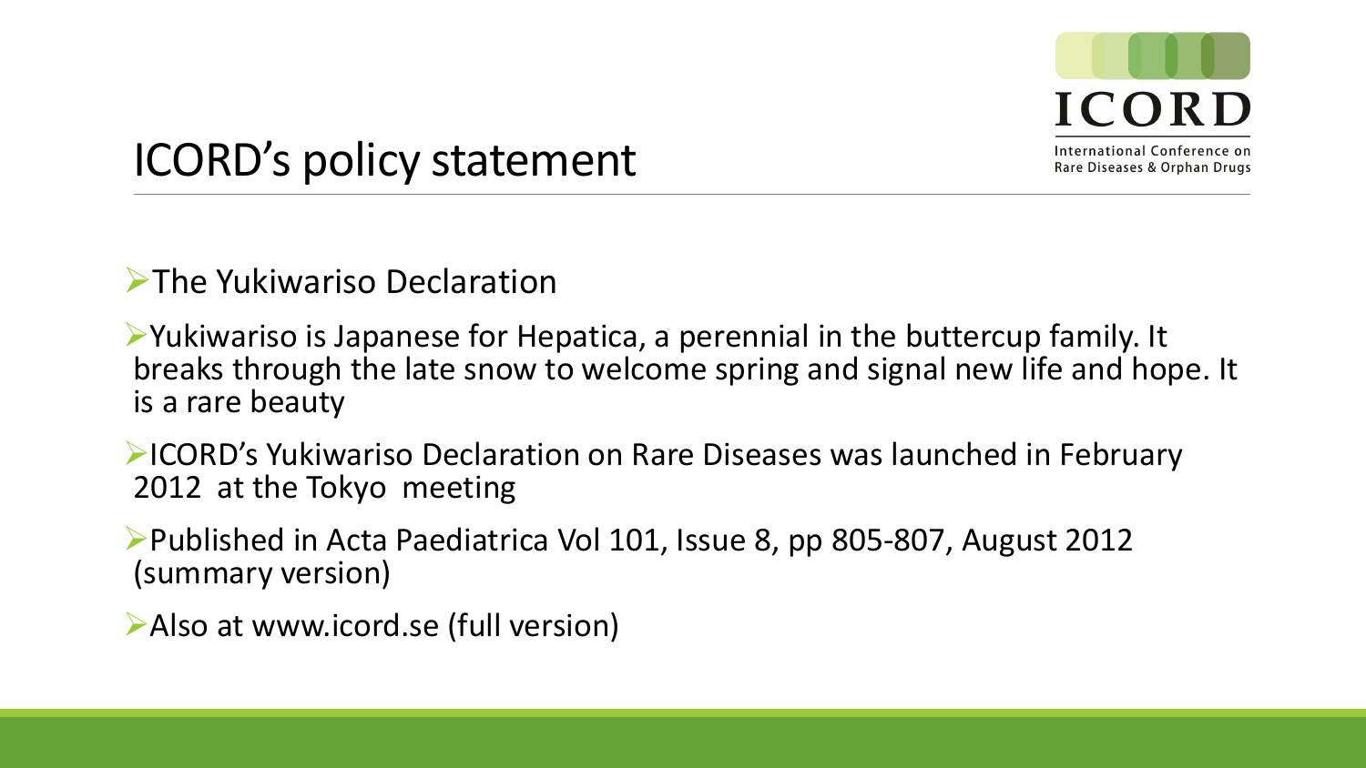# ICORD's policy statement

ICORD
International Conference on Rare Diseases & Orphan Drugs

- The Yukiwariso Declaration
- Yukiwariso is Japanese for Hepatica, a perennial in the buttercup family. It breaks through the late snow to welcome spring and signal new life and hope. It is a rare beauty
- ICORD's Yukiwariso Declaration on Rare Diseases was launched in February 2012 at the Tokyo meeting
- Published in Acta Paediatrica Vol 101, Issue 8, pp 805-807, August 2012 (summary version)
- Also at www.icord.se (full version)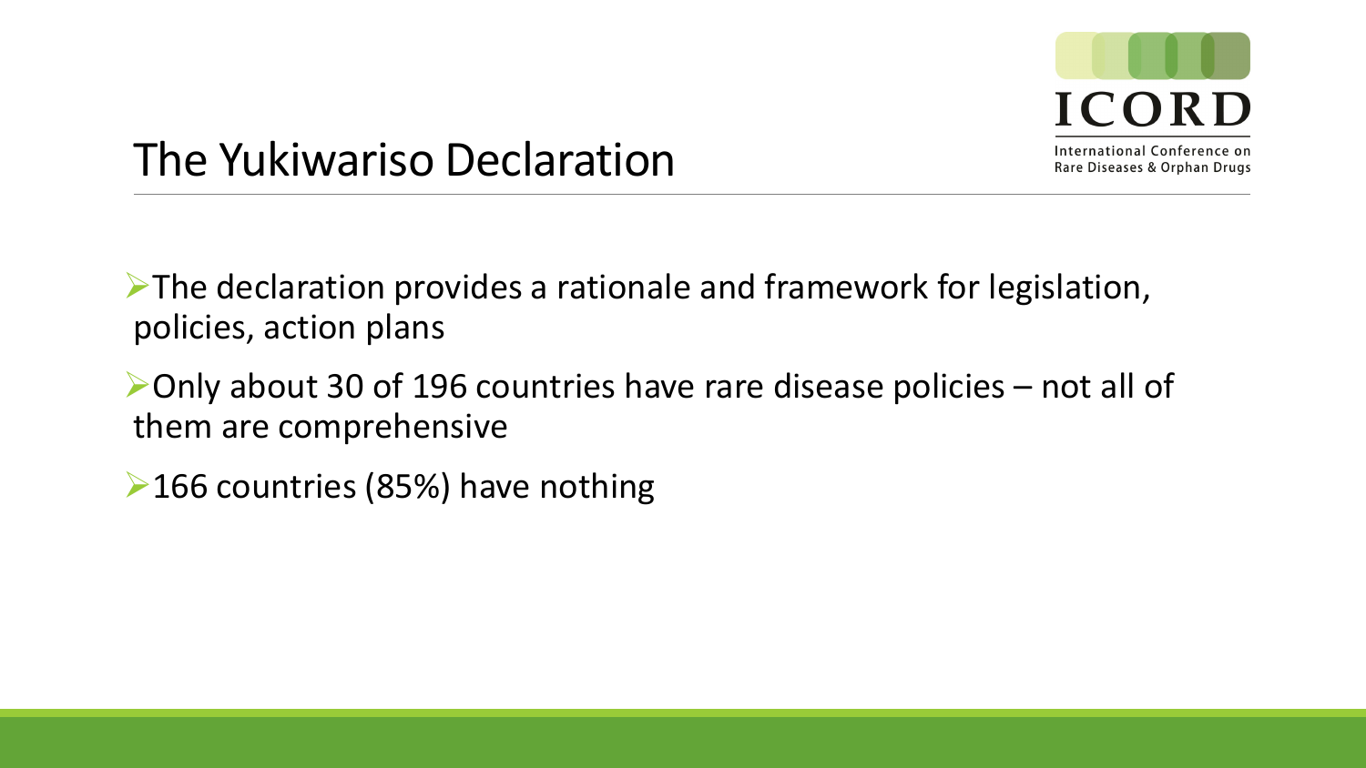# The Yukiwariso Declaration

- The declaration provides a rationale and framework for legislation, policies, action plans
- Only about 30 of 196 countries have rare disease policies – not all of them are comprehensive
- 166 countries (85%) have nothing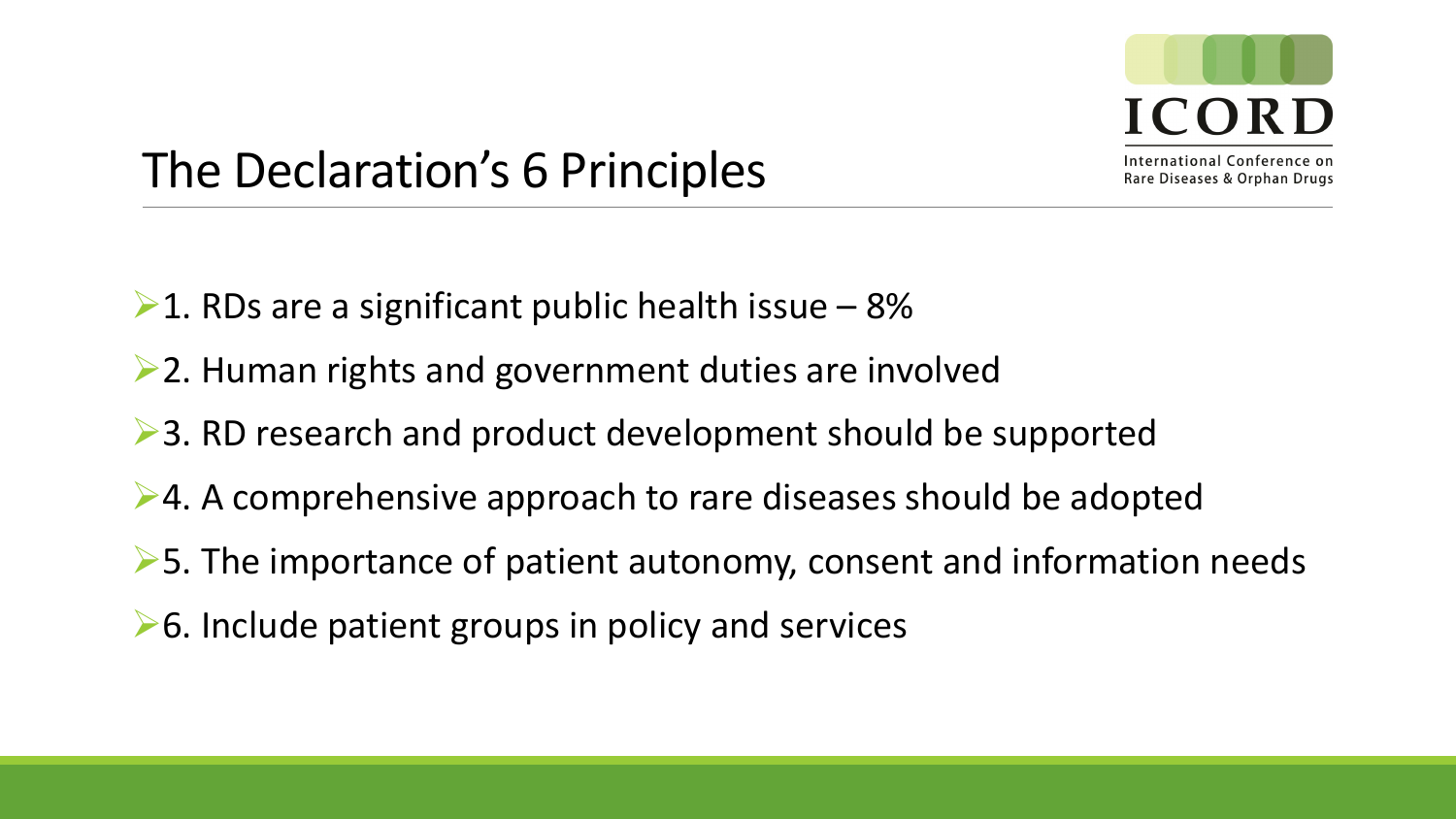# The Declaration's 6 Principles

- 1. RDs are a significant public health issue – 8%
- 2. Human rights and government duties are involved
- 3. RD research and product development should be supported
- 4. A comprehensive approach to rare diseases should be adopted
- 5. The importance of patient autonomy, consent and information needs
- 6. Include patient groups in policy and services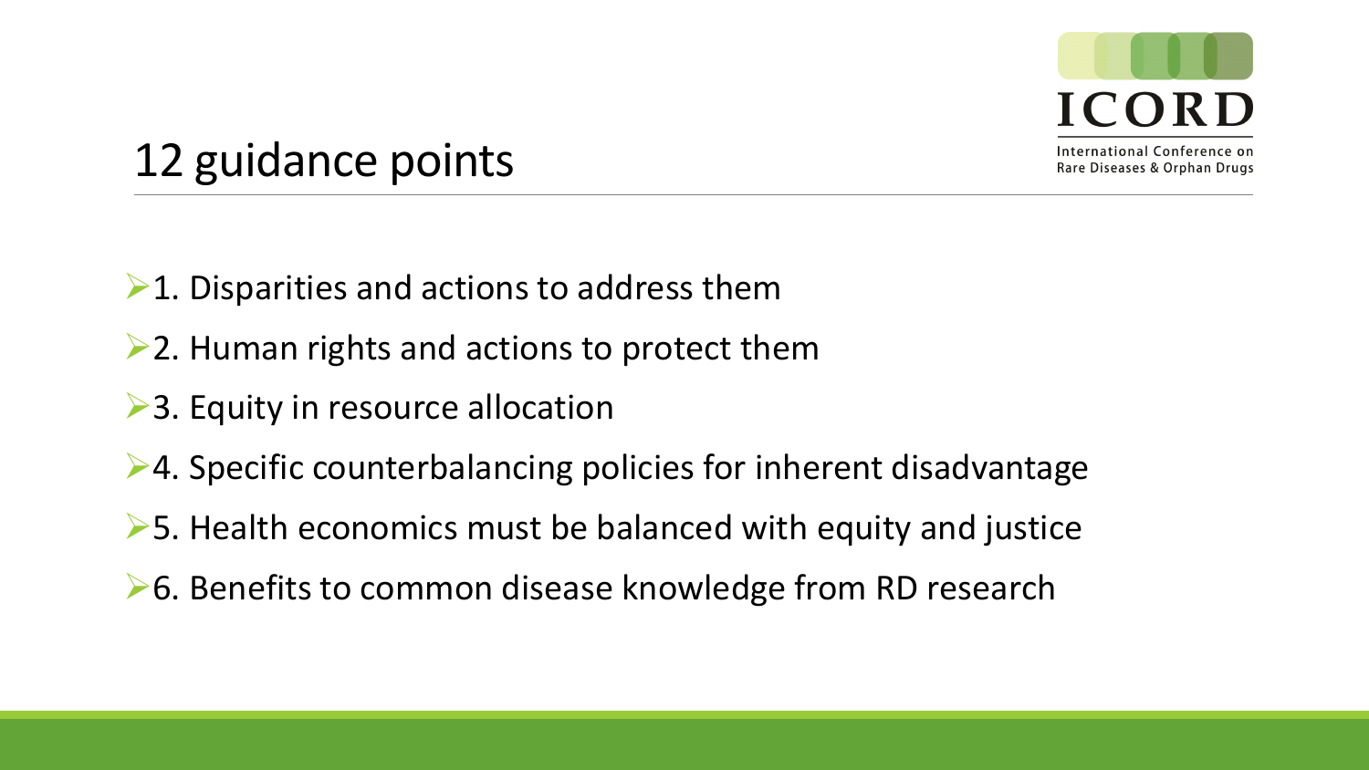# 12 guidance points

- 1. Disparities and actions to address them
- 2. Human rights and actions to protect them
- 3. Equity in resource allocation
- 4. Specific counterbalancing policies for inherent disadvantage
- 5. Health economics must be balanced with equity and justice
- 6. Benefits to common disease knowledge from RD research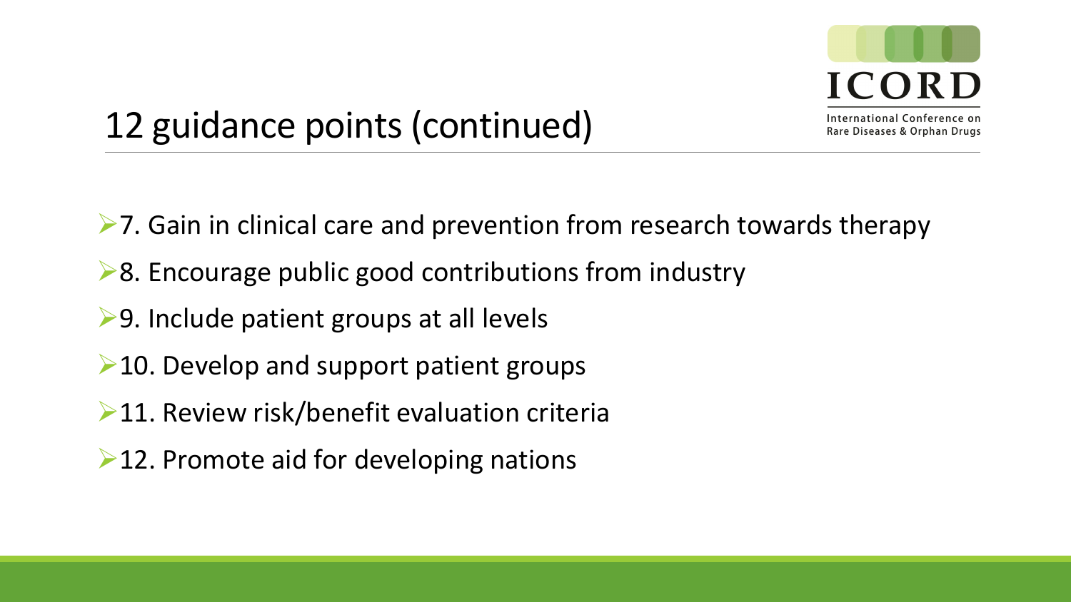# 12 guidance points (continued)

- 7. Gain in clinical care and prevention from research towards therapy
- 8. Encourage public good contributions from industry
- 9. Include patient groups at all levels
- 10. Develop and support patient groups
- 11. Review risk/benefit evaluation criteria
- 12. Promote aid for developing nations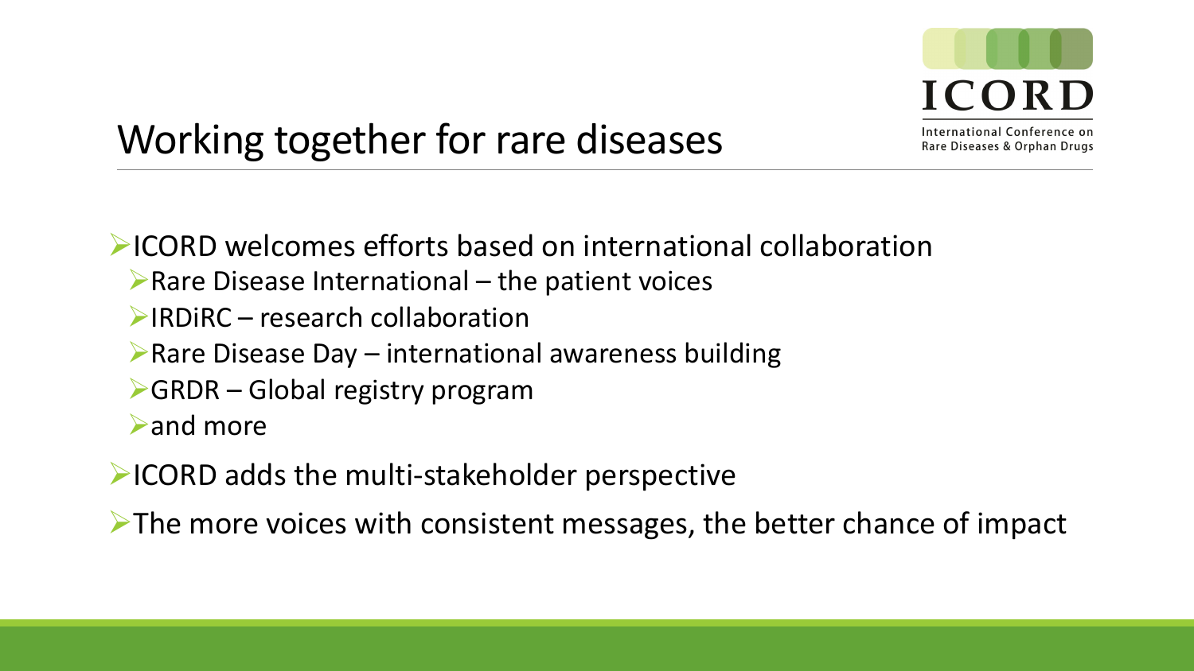# Working together for rare diseases

- ICORD welcomes efforts based on international collaboration
  - Rare Disease International – the patient voices
  - IRDiRC – research collaboration
  - Rare Disease Day – international awareness building
  - GRDR – Global registry program
  - and more
- ICORD adds the multi-stakeholder perspective
- The more voices with consistent messages, the better chance of impact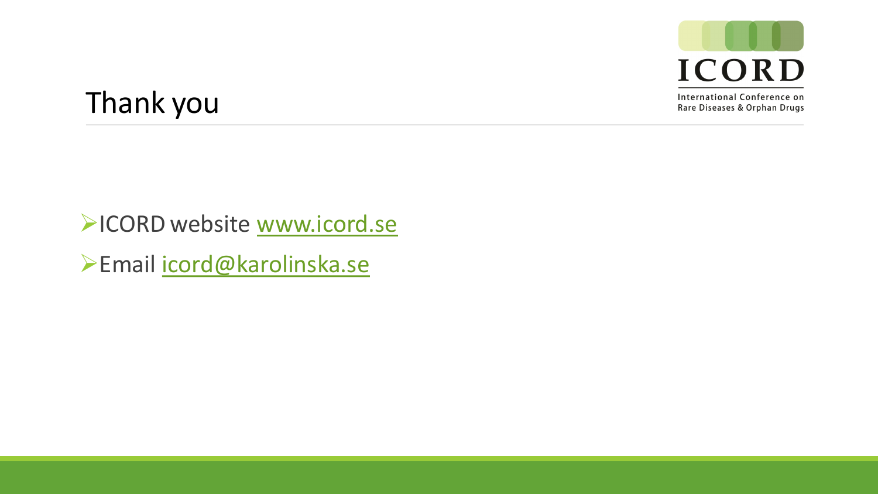# Thank you

ICORD

International Conference on Rare Diseases & Orphan Drugs

- ICORD website www.icord.se
- Email icord@karolinska.se